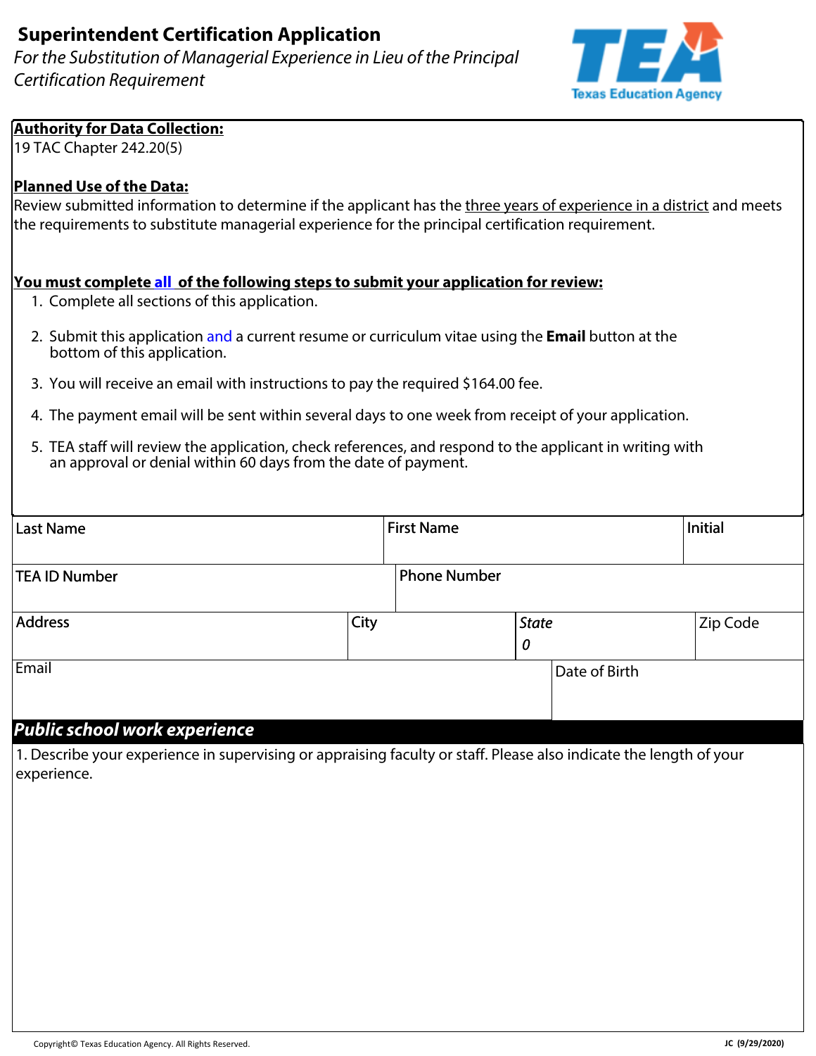# Superintendent Certification Application

*For the Substitution of Managerial Experience in Lieu of the Principal Certification Requirement*

**Authority for Data Collection:**
19 TAC Chapter 242.20(5)

**Planned Use of the Data:**
Review submitted information to determine if the applicant has the three years of experience in a district and meets the requirements to substitute managerial experience for the principal certification requirement.

**You must complete all of the following steps to submit your application for review:**

1. Complete all sections of this application.
2. Submit this application and a current resume or curriculum vitae using the **Email** button at the bottom of this application.
3. You will receive an email with instructions to pay the required $164.00 fee.
4. The payment email will be sent within several days to one week from receipt of your application.
5. TEA staff will review the application, check references, and respond to the applicant in writing with an approval or denial within 60 days from the date of payment.

| Last Name | First Name | Initial |
|---|---|---|
| | | |

| TEA ID Number | Phone Number |
|---|---|
| | |

| Address | City | *State* | Zip Code |
|---|---|---|---|
| | | *0* | |

| Email | Date of Birth |
|---|---|
| | |

## *Public school work experience*

1. Describe your experience in supervising or appraising faculty or staff. Please also indicate the length of your experience.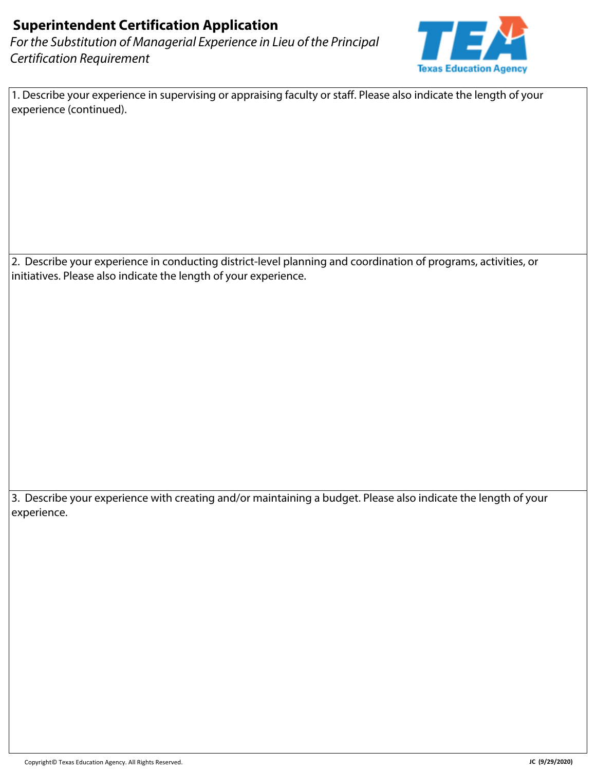**Superintendent Certification Application**

*For the Substitution of Managerial Experience in Lieu of the Principal Certification Requirement*

Texas Education Agency

1. Describe your experience in supervising or appraising faculty or staff. Please also indicate the length of your experience (continued).

2. Describe your experience in conducting district-level planning and coordination of programs, activities, or initiatives. Please also indicate the length of your experience.

3. Describe your experience with creating and/or maintaining a budget. Please also indicate the length of your experience.

Copyright© Texas Education Agency. All Rights Reserved.

JC (9/29/2020)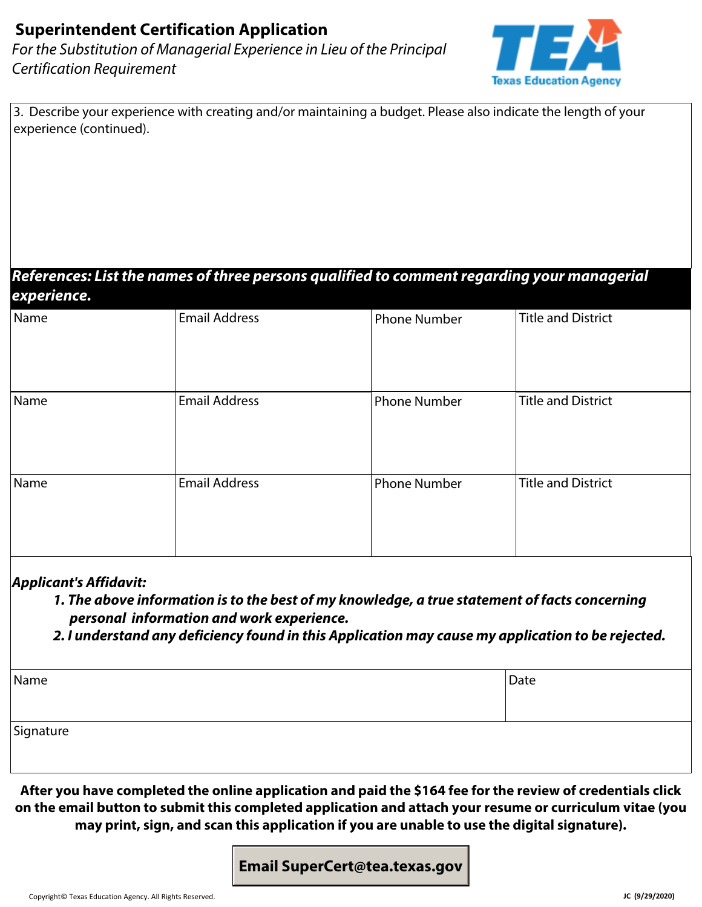# Superintendent Certification Application

*For the Substitution of Managerial Experience in Lieu of the Principal Certification Requirement*

Texas Education Agency

3. Describe your experience with creating and/or maintaining a budget. Please also indicate the length of your experience (continued).

***References: List the names of three persons qualified to comment regarding your managerial experience.***

| Name | Email Address | Phone Number | Title and District |
|---|---|---|---|
| | | | |
| Name | Email Address | Phone Number | Title and District |
| | | | |
| Name | Email Address | Phone Number | Title and District |
| | | | |

***Applicant's Affidavit:***

1. ***The above information is to the best of my knowledge, a true statement of facts concerning personal information and work experience.***
2. ***I understand any deficiency found in this Application may cause my application to be rejected.***

| Name | Date |
|---|---|
| | |

Signature

**After you have completed the online application and paid the $164 fee for the review of credentials click on the email button to submit this completed application and attach your resume or curriculum vitae (you may print, sign, and scan this application if you are unable to use the digital signature).**

**Email SuperCert@tea.texas.gov**

Copyright© Texas Education Agency. All Rights Reserved.

JC (9/29/2020)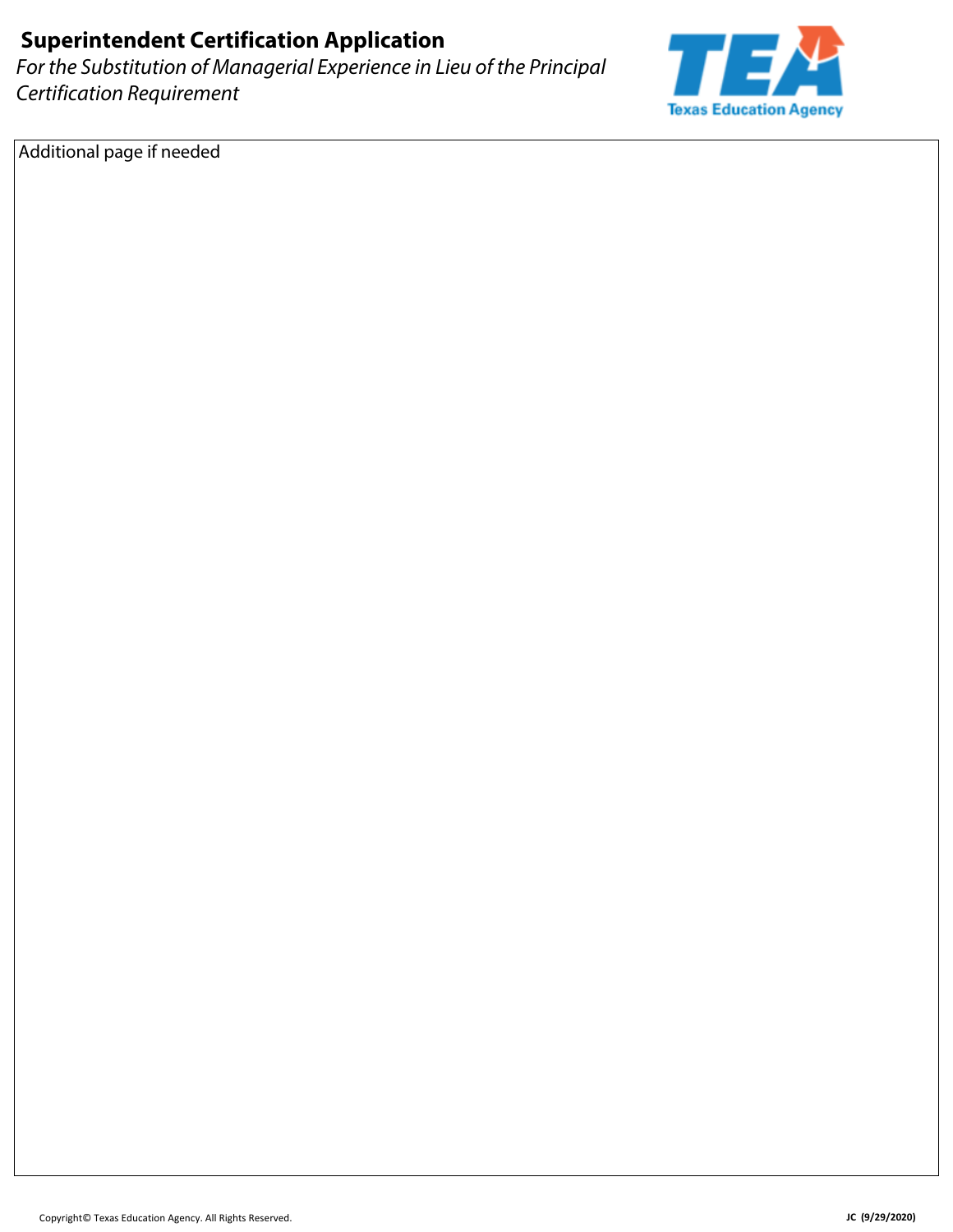# Superintendent Certification Application

*For the Substitution of Managerial Experience in Lieu of the Principal Certification Requirement*

Additional page if needed